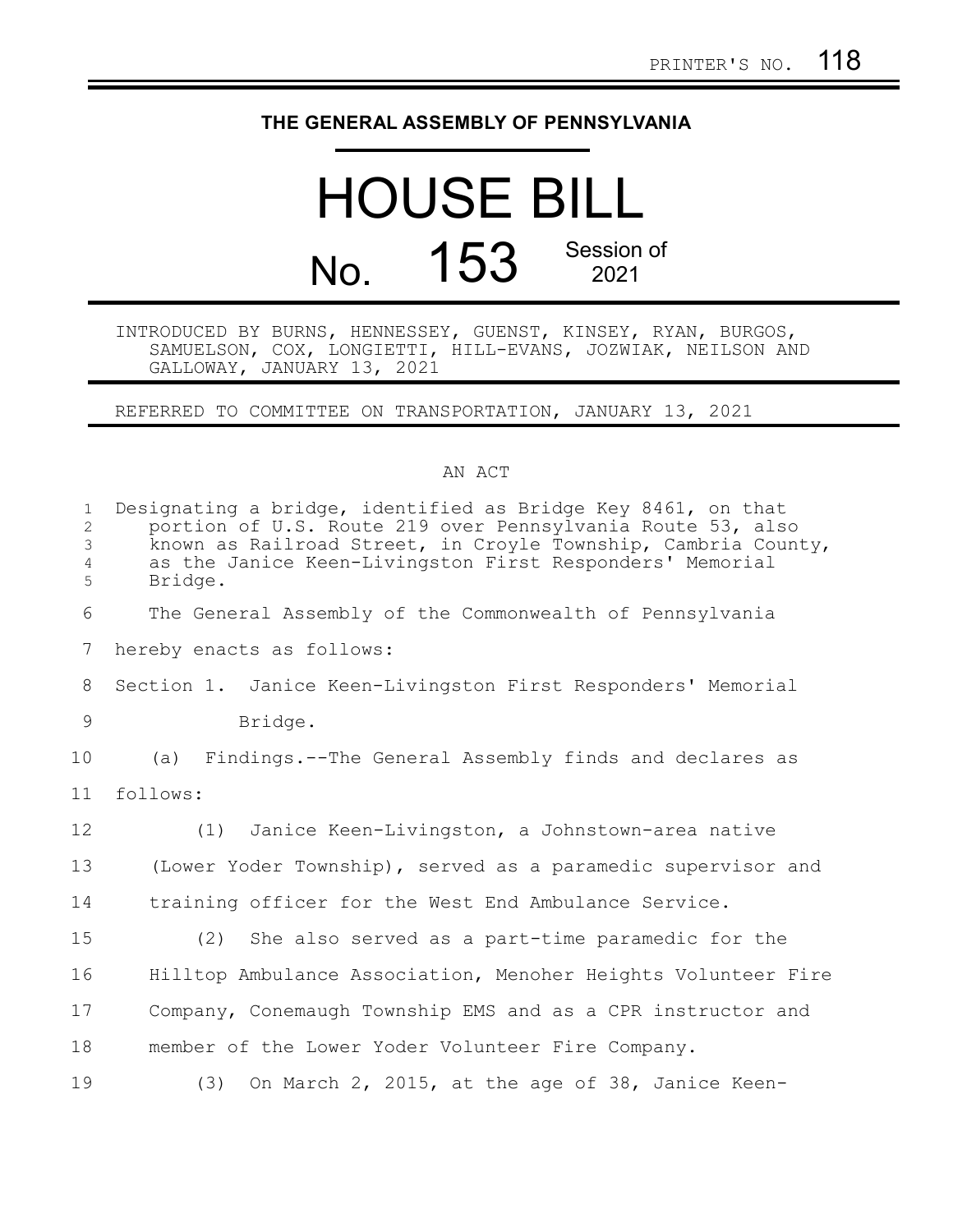PRINTER'S NO. 118

THE GENERAL ASSEMBLY OF PENNSYLVANIA

# HOUSE BILL

## No. 153 Session of 2021

INTRODUCED BY BURNS, HENNESSEY, GUENST, KINSEY, RYAN, BURGOS, SAMUELSON, COX, LONGIETTI, HILL-EVANS, JOZWIAK, NEILSON AND GALLOWAY, JANUARY 13, 2021

REFERRED TO COMMITTEE ON TRANSPORTATION, JANUARY 13, 2021

AN ACT

Designating a bridge, identified as Bridge Key 8461, on that portion of U.S. Route 219 over Pennsylvania Route 53, also known as Railroad Street, in Croyle Township, Cambria County, as the Janice Keen-Livingston First Responders' Memorial Bridge.

The General Assembly of the Commonwealth of Pennsylvania hereby enacts as follows:

Section 1. Janice Keen-Livingston First Responders' Memorial Bridge.

(a) Findings.--The General Assembly finds and declares as follows:

(1) Janice Keen-Livingston, a Johnstown-area native (Lower Yoder Township), served as a paramedic supervisor and training officer for the West End Ambulance Service.

(2) She also served as a part-time paramedic for the Hilltop Ambulance Association, Menoher Heights Volunteer Fire Company, Conemaugh Township EMS and as a CPR instructor and member of the Lower Yoder Volunteer Fire Company.

(3) On March 2, 2015, at the age of 38, Janice Keen-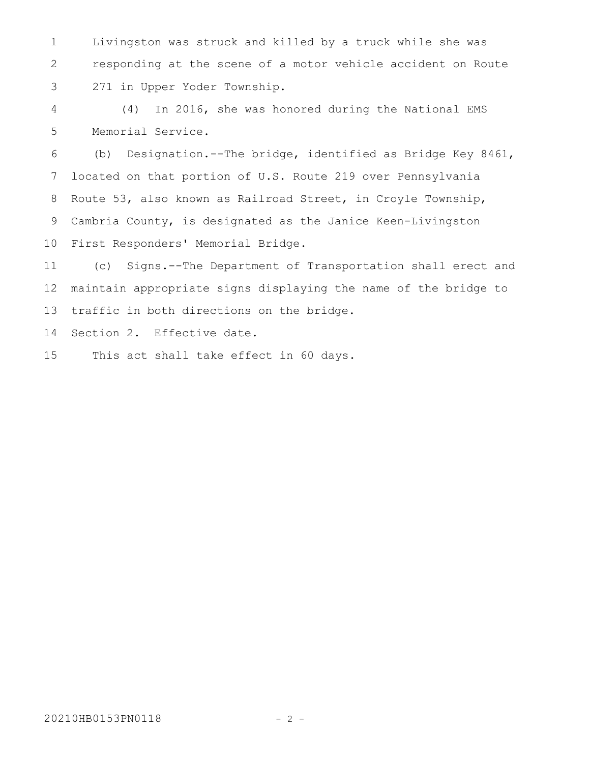Livingston was struck and killed by a truck while she was responding at the scene of a motor vehicle accident on Route 271 in Upper Yoder Township.

(4) In 2016, she was honored during the National EMS Memorial Service.

(b) Designation.--The bridge, identified as Bridge Key 8461, located on that portion of U.S. Route 219 over Pennsylvania Route 53, also known as Railroad Street, in Croyle Township, Cambria County, is designated as the Janice Keen-Livingston First Responders' Memorial Bridge.

(c) Signs.--The Department of Transportation shall erect and maintain appropriate signs displaying the name of the bridge to traffic in both directions on the bridge.

Section 2. Effective date.

This act shall take effect in 60 days.